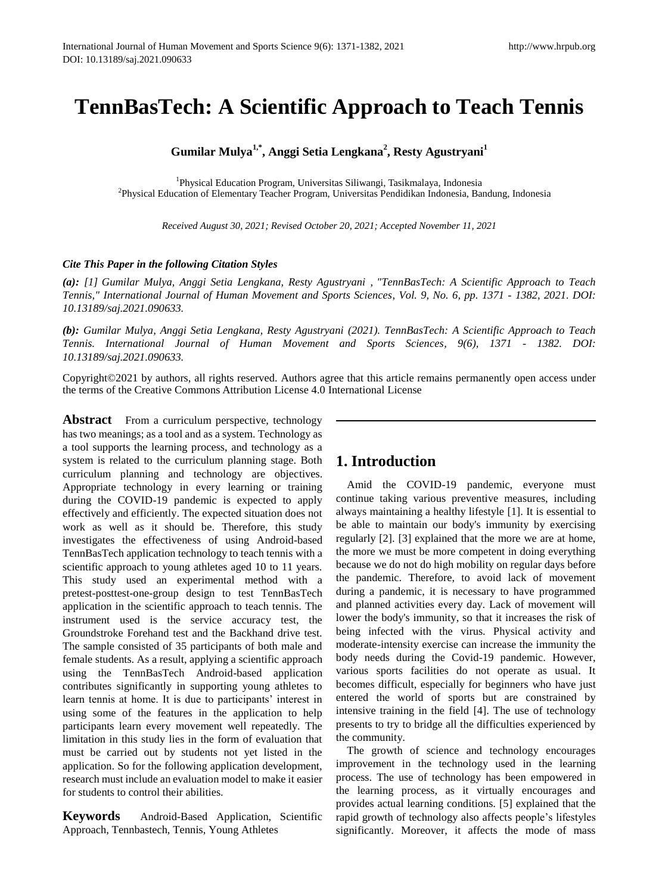# TennBasTech: A Scientific Approach to Teach Tennis

**Gumilar Mulya[1,*], Anggi Setia Lengkana[2], Resty Agustryani[1]**

[1]Physical Education Program, Universitas Siliwangi, Tasikmalaya, Indonesia
[2]Physical Education of Elementary Teacher Program, Universitas Pendidikan Indonesia, Bandung, Indonesia

*Received August 30, 2021; Revised October 20, 2021; Accepted November 11, 2021*

***Cite This Paper in the following Citation Styles***

***(a):** [1] Gumilar Mulya, Anggi Setia Lengkana, Resty Agustryani , "TennBasTech: A Scientific Approach to Teach Tennis," International Journal of Human Movement and Sports Sciences, Vol. 9, No. 6, pp. 1371 - 1382, 2021. DOI: 10.13189/saj.2021.090633.*

***(b):** Gumilar Mulya, Anggi Setia Lengkana, Resty Agustryani (2021). TennBasTech: A Scientific Approach to Teach Tennis. International Journal of Human Movement and Sports Sciences, 9(6), 1371 - 1382. DOI: 10.13189/saj.2021.090633.*

Copyright©2021 by authors, all rights reserved. Authors agree that this article remains permanently open access under the terms of the Creative Commons Attribution License 4.0 International License

**Abstract** From a curriculum perspective, technology has two meanings; as a tool and as a system. Technology as a tool supports the learning process, and technology as a system is related to the curriculum planning stage. Both curriculum planning and technology are objectives. Appropriate technology in every learning or training during the COVID-19 pandemic is expected to apply effectively and efficiently. The expected situation does not work as well as it should be. Therefore, this study investigates the effectiveness of using Android-based TennBasTech application technology to teach tennis with a scientific approach to young athletes aged 10 to 11 years. This study used an experimental method with a pretest-posttest-one-group design to test TennBasTech application in the scientific approach to teach tennis. The instrument used is the service accuracy test, the Groundstroke Forehand test and the Backhand drive test. The sample consisted of 35 participants of both male and female students. As a result, applying a scientific approach using the TennBasTech Android-based application contributes significantly in supporting young athletes to learn tennis at home. It is due to participants' interest in using some of the features in the application to help participants learn every movement well repeatedly. The limitation in this study lies in the form of evaluation that must be carried out by students not yet listed in the application. So for the following application development, research must include an evaluation model to make it easier for students to control their abilities.

**Keywords** Android-Based Application, Scientific Approach, Tennbastech, Tennis, Young Athletes

## 1. Introduction

Amid the COVID-19 pandemic, everyone must continue taking various preventive measures, including always maintaining a healthy lifestyle [1]. It is essential to be able to maintain our body's immunity by exercising regularly [2]. [3] explained that the more we are at home, the more we must be more competent in doing everything because we do not do high mobility on regular days before the pandemic. Therefore, to avoid lack of movement during a pandemic, it is necessary to have programmed and planned activities every day. Lack of movement will lower the body's immunity, so that it increases the risk of being infected with the virus. Physical activity and moderate-intensity exercise can increase the immunity the body needs during the Covid-19 pandemic. However, various sports facilities do not operate as usual. It becomes difficult, especially for beginners who have just entered the world of sports but are constrained by intensive training in the field [4]. The use of technology presents to try to bridge all the difficulties experienced by the community.

The growth of science and technology encourages improvement in the technology used in the learning process. The use of technology has been empowered in the learning process, as it virtually encourages and provides actual learning conditions. [5] explained that the rapid growth of technology also affects people's lifestyles significantly. Moreover, it affects the mode of mass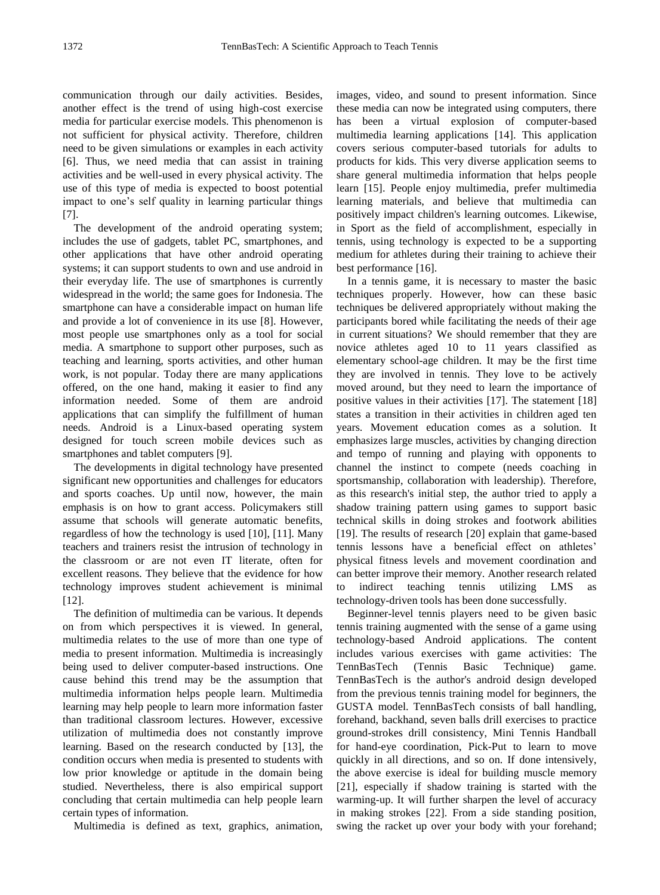communication through our daily activities. Besides, another effect is the trend of using high-cost exercise media for particular exercise models. This phenomenon is not sufficient for physical activity. Therefore, children need to be given simulations or examples in each activity [6]. Thus, we need media that can assist in training activities and be well-used in every physical activity. The use of this type of media is expected to boost potential impact to one's self quality in learning particular things [7].

The development of the android operating system; includes the use of gadgets, tablet PC, smartphones, and other applications that have other android operating systems; it can support students to own and use android in their everyday life. The use of smartphones is currently widespread in the world; the same goes for Indonesia. The smartphone can have a considerable impact on human life and provide a lot of convenience in its use [8]. However, most people use smartphones only as a tool for social media. A smartphone to support other purposes, such as teaching and learning, sports activities, and other human work, is not popular. Today there are many applications offered, on the one hand, making it easier to find any information needed. Some of them are android applications that can simplify the fulfillment of human needs. Android is a Linux-based operating system designed for touch screen mobile devices such as smartphones and tablet computers [9].

The developments in digital technology have presented significant new opportunities and challenges for educators and sports coaches. Up until now, however, the main emphasis is on how to grant access. Policymakers still assume that schools will generate automatic benefits, regardless of how the technology is used [10], [11]. Many teachers and trainers resist the intrusion of technology in the classroom or are not even IT literate, often for excellent reasons. They believe that the evidence for how technology improves student achievement is minimal [12].

The definition of multimedia can be various. It depends on from which perspectives it is viewed. In general, multimedia relates to the use of more than one type of media to present information. Multimedia is increasingly being used to deliver computer-based instructions. One cause behind this trend may be the assumption that multimedia information helps people learn. Multimedia learning may help people to learn more information faster than traditional classroom lectures. However, excessive utilization of multimedia does not constantly improve learning. Based on the research conducted by [13], the condition occurs when media is presented to students with low prior knowledge or aptitude in the domain being studied. Nevertheless, there is also empirical support concluding that certain multimedia can help people learn certain types of information.

Multimedia is defined as text, graphics, animation, images, video, and sound to present information. Since these media can now be integrated using computers, there has been a virtual explosion of computer-based multimedia learning applications [14]. This application covers serious computer-based tutorials for adults to products for kids. This very diverse application seems to share general multimedia information that helps people learn [15]. People enjoy multimedia, prefer multimedia learning materials, and believe that multimedia can positively impact children's learning outcomes. Likewise, in Sport as the field of accomplishment, especially in tennis, using technology is expected to be a supporting medium for athletes during their training to achieve their best performance [16].

In a tennis game, it is necessary to master the basic techniques properly. However, how can these basic techniques be delivered appropriately without making the participants bored while facilitating the needs of their age in current situations? We should remember that they are novice athletes aged 10 to 11 years classified as elementary school-age children. It may be the first time they are involved in tennis. They love to be actively moved around, but they need to learn the importance of positive values in their activities [17]. The statement [18] states a transition in their activities in children aged ten years. Movement education comes as a solution. It emphasizes large muscles, activities by changing direction and tempo of running and playing with opponents to channel the instinct to compete (needs coaching in sportsmanship, collaboration with leadership). Therefore, as this research's initial step, the author tried to apply a shadow training pattern using games to support basic technical skills in doing strokes and footwork abilities [19]. The results of research [20] explain that game-based tennis lessons have a beneficial effect on athletes' physical fitness levels and movement coordination and can better improve their memory. Another research related to indirect teaching tennis utilizing LMS as technology-driven tools has been done successfully.

Beginner-level tennis players need to be given basic tennis training augmented with the sense of a game using technology-based Android applications. The content includes various exercises with game activities: The TennBasTech (Tennis Basic Technique) game. TennBasTech is the author's android design developed from the previous tennis training model for beginners, the GUSTA model. TennBasTech consists of ball handling, forehand, backhand, seven balls drill exercises to practice ground-strokes drill consistency, Mini Tennis Handball for hand-eye coordination, Pick-Put to learn to move quickly in all directions, and so on. If done intensively, the above exercise is ideal for building muscle memory [21], especially if shadow training is started with the warming-up. It will further sharpen the level of accuracy in making strokes [22]. From a side standing position, swing the racket up over your body with your forehand;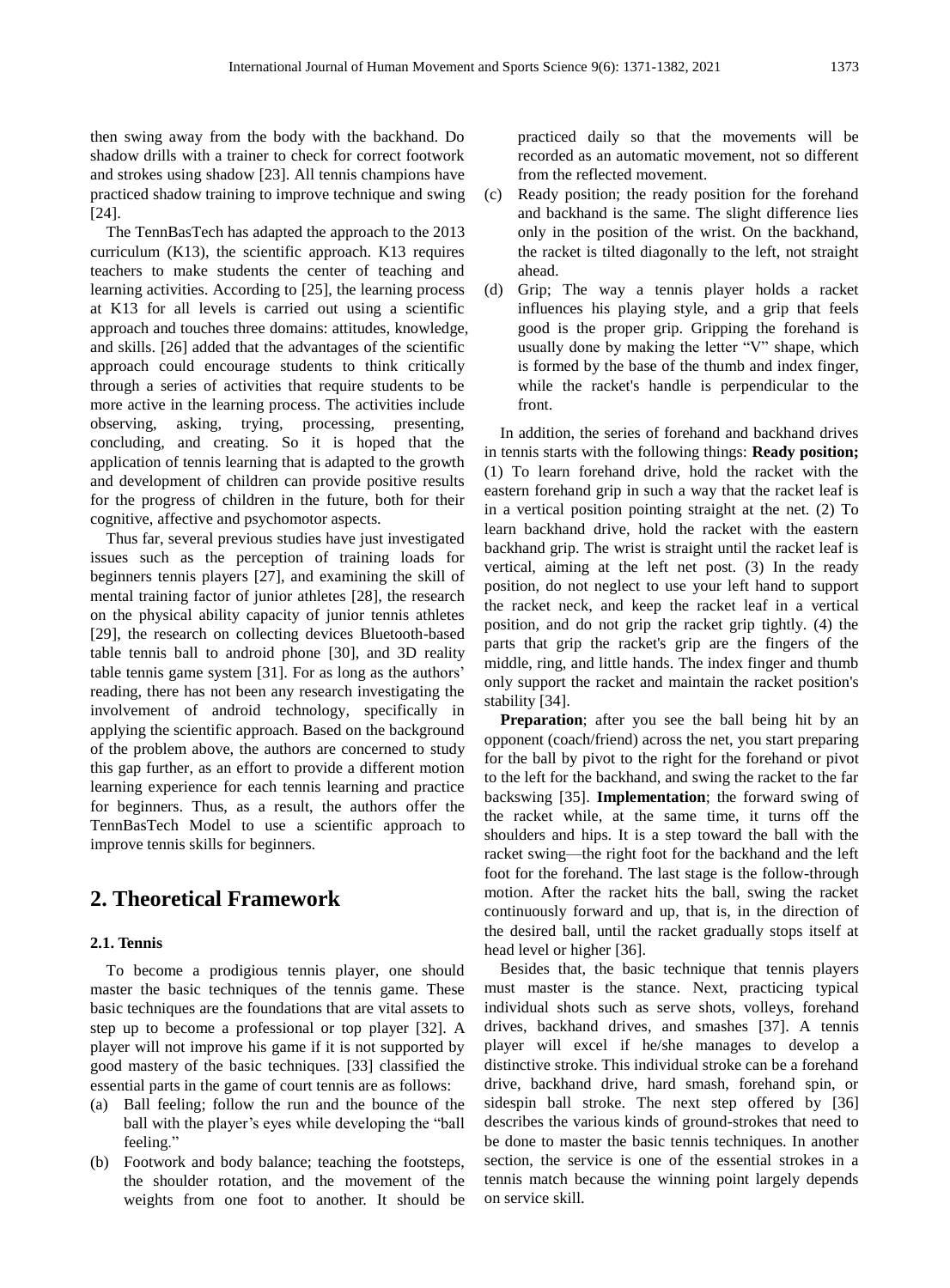then swing away from the body with the backhand. Do shadow drills with a trainer to check for correct footwork and strokes using shadow [23]. All tennis champions have practiced shadow training to improve technique and swing [24].

The TennBasTech has adapted the approach to the 2013 curriculum (K13), the scientific approach. K13 requires teachers to make students the center of teaching and learning activities. According to [25], the learning process at K13 for all levels is carried out using a scientific approach and touches three domains: attitudes, knowledge, and skills. [26] added that the advantages of the scientific approach could encourage students to think critically through a series of activities that require students to be more active in the learning process. The activities include observing, asking, trying, processing, presenting, concluding, and creating. So it is hoped that the application of tennis learning that is adapted to the growth and development of children can provide positive results for the progress of children in the future, both for their cognitive, affective and psychomotor aspects.

Thus far, several previous studies have just investigated issues such as the perception of training loads for beginners tennis players [27], and examining the skill of mental training factor of junior athletes [28], the research on the physical ability capacity of junior tennis athletes [29], the research on collecting devices Bluetooth-based table tennis ball to android phone [30], and 3D reality table tennis game system [31]. For as long as the authors' reading, there has not been any research investigating the involvement of android technology, specifically in applying the scientific approach. Based on the background of the problem above, the authors are concerned to study this gap further, as an effort to provide a different motion learning experience for each tennis learning and practice for beginners. Thus, as a result, the authors offer the TennBasTech Model to use a scientific approach to improve tennis skills for beginners.

## 2. Theoretical Framework

### 2.1. Tennis

To become a prodigious tennis player, one should master the basic techniques of the tennis game. These basic techniques are the foundations that are vital assets to step up to become a professional or top player [32]. A player will not improve his game if it is not supported by good mastery of the basic techniques. [33] classified the essential parts in the game of court tennis are as follows:

(a) Ball feeling; follow the run and the bounce of the ball with the player's eyes while developing the "ball feeling."
(b) Footwork and body balance; teaching the footsteps, the shoulder rotation, and the movement of the weights from one foot to another. It should be practiced daily so that the movements will be recorded as an automatic movement, not so different from the reflected movement.
(c) Ready position; the ready position for the forehand and backhand is the same. The slight difference lies only in the position of the wrist. On the backhand, the racket is tilted diagonally to the left, not straight ahead.
(d) Grip; The way a tennis player holds a racket influences his playing style, and a grip that feels good is the proper grip. Gripping the forehand is usually done by making the letter "V" shape, which is formed by the base of the thumb and index finger, while the racket's handle is perpendicular to the front.

In addition, the series of forehand and backhand drives in tennis starts with the following things: **Ready position;** (1) To learn forehand drive, hold the racket with the eastern forehand grip in such a way that the racket leaf is in a vertical position pointing straight at the net. (2) To learn backhand drive, hold the racket with the eastern backhand grip. The wrist is straight until the racket leaf is vertical, aiming at the left net post. (3) In the ready position, do not neglect to use your left hand to support the racket neck, and keep the racket leaf in a vertical position, and do not grip the racket grip tightly. (4) the parts that grip the racket's grip are the fingers of the middle, ring, and little hands. The index finger and thumb only support the racket and maintain the racket position's stability [34].

**Preparation**; after you see the ball being hit by an opponent (coach/friend) across the net, you start preparing for the ball by pivot to the right for the forehand or pivot to the left for the backhand, and swing the racket to the far backswing [35]. **Implementation**; the forward swing of the racket while, at the same time, it turns off the shoulders and hips. It is a step toward the ball with the racket swing—the right foot for the backhand and the left foot for the forehand. The last stage is the follow-through motion. After the racket hits the ball, swing the racket continuously forward and up, that is, in the direction of the desired ball, until the racket gradually stops itself at head level or higher [36].

Besides that, the basic technique that tennis players must master is the stance. Next, practicing typical individual shots such as serve shots, volleys, forehand drives, backhand drives, and smashes [37]. A tennis player will excel if he/she manages to develop a distinctive stroke. This individual stroke can be a forehand drive, backhand drive, hard smash, forehand spin, or sidespin ball stroke. The next step offered by [36] describes the various kinds of ground-strokes that need to be done to master the basic tennis techniques. In another section, the service is one of the essential strokes in a tennis match because the winning point largely depends on service skill.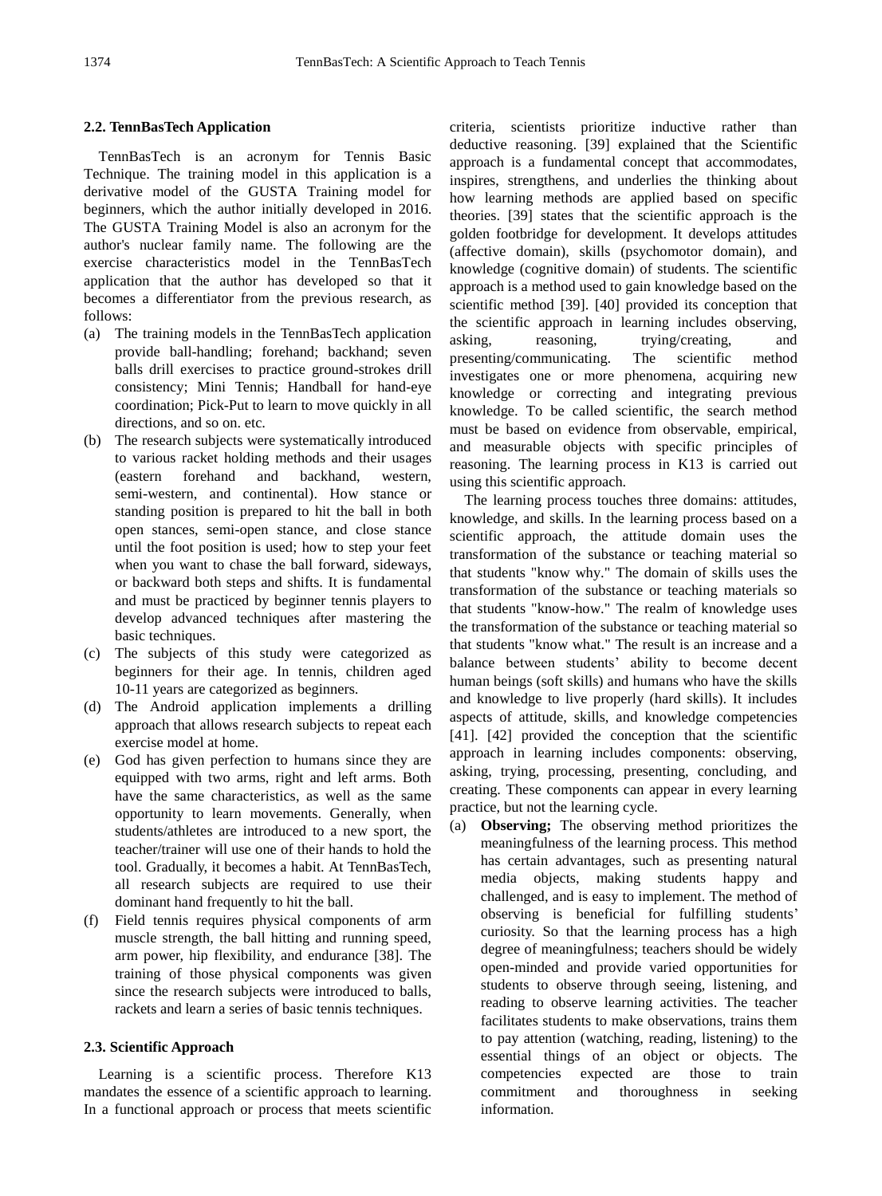### 2.2. TennBasTech Application

TennBasTech is an acronym for Tennis Basic Technique. The training model in this application is a derivative model of the GUSTA Training model for beginners, which the author initially developed in 2016. The GUSTA Training Model is also an acronym for the author's nuclear family name. The following are the exercise characteristics model in the TennBasTech application that the author has developed so that it becomes a differentiator from the previous research, as follows:

(a) The training models in the TennBasTech application provide ball-handling; forehand; backhand; seven balls drill exercises to practice ground-strokes drill consistency; Mini Tennis; Handball for hand-eye coordination; Pick-Put to learn to move quickly in all directions, and so on. etc.

(b) The research subjects were systematically introduced to various racket holding methods and their usages (eastern forehand and backhand, western, semi-western, and continental). How stance or standing position is prepared to hit the ball in both open stances, semi-open stance, and close stance until the foot position is used; how to step your feet when you want to chase the ball forward, sideways, or backward both steps and shifts. It is fundamental and must be practiced by beginner tennis players to develop advanced techniques after mastering the basic techniques.

(c) The subjects of this study were categorized as beginners for their age. In tennis, children aged 10-11 years are categorized as beginners.

(d) The Android application implements a drilling approach that allows research subjects to repeat each exercise model at home.

(e) God has given perfection to humans since they are equipped with two arms, right and left arms. Both have the same characteristics, as well as the same opportunity to learn movements. Generally, when students/athletes are introduced to a new sport, the teacher/trainer will use one of their hands to hold the tool. Gradually, it becomes a habit. At TennBasTech, all research subjects are required to use their dominant hand frequently to hit the ball.

(f) Field tennis requires physical components of arm muscle strength, the ball hitting and running speed, arm power, hip flexibility, and endurance [38]. The training of those physical components was given since the research subjects were introduced to balls, rackets and learn a series of basic tennis techniques.

### 2.3. Scientific Approach

Learning is a scientific process. Therefore K13 mandates the essence of a scientific approach to learning. In a functional approach or process that meets scientific criteria, scientists prioritize inductive rather than deductive reasoning. [39] explained that the Scientific approach is a fundamental concept that accommodates, inspires, strengthens, and underlies the thinking about how learning methods are applied based on specific theories. [39] states that the scientific approach is the golden footbridge for development. It develops attitudes (affective domain), skills (psychomotor domain), and knowledge (cognitive domain) of students. The scientific approach is a method used to gain knowledge based on the scientific method [39]. [40] provided its conception that the scientific approach in learning includes observing, asking, reasoning, trying/creating, and presenting/communicating. The scientific method investigates one or more phenomena, acquiring new knowledge or correcting and integrating previous knowledge. To be called scientific, the search method must be based on evidence from observable, empirical, and measurable objects with specific principles of reasoning. The learning process in K13 is carried out using this scientific approach.

The learning process touches three domains: attitudes, knowledge, and skills. In the learning process based on a scientific approach, the attitude domain uses the transformation of the substance or teaching material so that students "know why." The domain of skills uses the transformation of the substance or teaching materials so that students "know-how." The realm of knowledge uses the transformation of the substance or teaching material so that students "know what." The result is an increase and a balance between students' ability to become decent human beings (soft skills) and humans who have the skills and knowledge to live properly (hard skills). It includes aspects of attitude, skills, and knowledge competencies [41]. [42] provided the conception that the scientific approach in learning includes components: observing, asking, trying, processing, presenting, concluding, and creating. These components can appear in every learning practice, but not the learning cycle.

(a) **Observing;** The observing method prioritizes the meaningfulness of the learning process. This method has certain advantages, such as presenting natural media objects, making students happy and challenged, and is easy to implement. The method of observing is beneficial for fulfilling students' curiosity. So that the learning process has a high degree of meaningfulness; teachers should be widely open-minded and provide varied opportunities for students to observe through seeing, listening, and reading to observe learning activities. The teacher facilitates students to make observations, trains them to pay attention (watching, reading, listening) to the essential things of an object or objects. The competencies expected are those to train commitment and thoroughness in seeking information.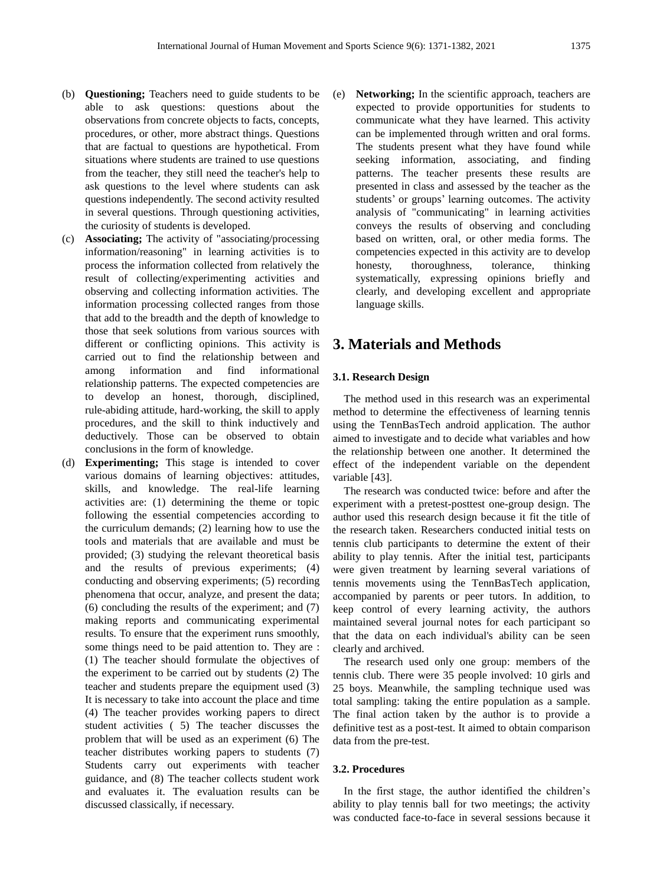(b) **Questioning;** Teachers need to guide students to be able to ask questions: questions about the observations from concrete objects to facts, concepts, procedures, or other, more abstract things. Questions that are factual to questions are hypothetical. From situations where students are trained to use questions from the teacher, they still need the teacher's help to ask questions to the level where students can ask questions independently. The second activity resulted in several questions. Through questioning activities, the curiosity of students is developed.

(c) **Associating;** The activity of "associating/processing information/reasoning" in learning activities is to process the information collected from relatively the result of collecting/experimenting activities and observing and collecting information activities. The information processing collected ranges from those that add to the breadth and the depth of knowledge to those that seek solutions from various sources with different or conflicting opinions. This activity is carried out to find the relationship between and among information and find informational relationship patterns. The expected competencies are to develop an honest, thorough, disciplined, rule-abiding attitude, hard-working, the skill to apply procedures, and the skill to think inductively and deductively. Those can be observed to obtain conclusions in the form of knowledge.

(d) **Experimenting;** This stage is intended to cover various domains of learning objectives: attitudes, skills, and knowledge. The real-life learning activities are: (1) determining the theme or topic following the essential competencies according to the curriculum demands; (2) learning how to use the tools and materials that are available and must be provided; (3) studying the relevant theoretical basis and the results of previous experiments; (4) conducting and observing experiments; (5) recording phenomena that occur, analyze, and present the data; (6) concluding the results of the experiment; and (7) making reports and communicating experimental results. To ensure that the experiment runs smoothly, some things need to be paid attention to. They are : (1) The teacher should formulate the objectives of the experiment to be carried out by students (2) The teacher and students prepare the equipment used (3) It is necessary to take into account the place and time (4) The teacher provides working papers to direct student activities ( 5) The teacher discusses the problem that will be used as an experiment (6) The teacher distributes working papers to students (7) Students carry out experiments with teacher guidance, and (8) The teacher collects student work and evaluates it. The evaluation results can be discussed classically, if necessary.

(e) **Networking;** In the scientific approach, teachers are expected to provide opportunities for students to communicate what they have learned. This activity can be implemented through written and oral forms. The students present what they have found while seeking information, associating, and finding patterns. The teacher presents these results are presented in class and assessed by the teacher as the students' or groups' learning outcomes. The activity analysis of "communicating" in learning activities conveys the results of observing and concluding based on written, oral, or other media forms. The competencies expected in this activity are to develop honesty, thoroughness, tolerance, thinking systematically, expressing opinions briefly and clearly, and developing excellent and appropriate language skills.

# 3. Materials and Methods

### 3.1. Research Design

The method used in this research was an experimental method to determine the effectiveness of learning tennis using the TennBasTech android application. The author aimed to investigate and to decide what variables and how the relationship between one another. It determined the effect of the independent variable on the dependent variable [43].

The research was conducted twice: before and after the experiment with a pretest-posttest one-group design. The author used this research design because it fit the title of the research taken. Researchers conducted initial tests on tennis club participants to determine the extent of their ability to play tennis. After the initial test, participants were given treatment by learning several variations of tennis movements using the TennBasTech application, accompanied by parents or peer tutors. In addition, to keep control of every learning activity, the authors maintained several journal notes for each participant so that the data on each individual's ability can be seen clearly and archived.

The research used only one group: members of the tennis club. There were 35 people involved: 10 girls and 25 boys. Meanwhile, the sampling technique used was total sampling: taking the entire population as a sample. The final action taken by the author is to provide a definitive test as a post-test. It aimed to obtain comparison data from the pre-test.

### 3.2. Procedures

In the first stage, the author identified the children's ability to play tennis ball for two meetings; the activity was conducted face-to-face in several sessions because it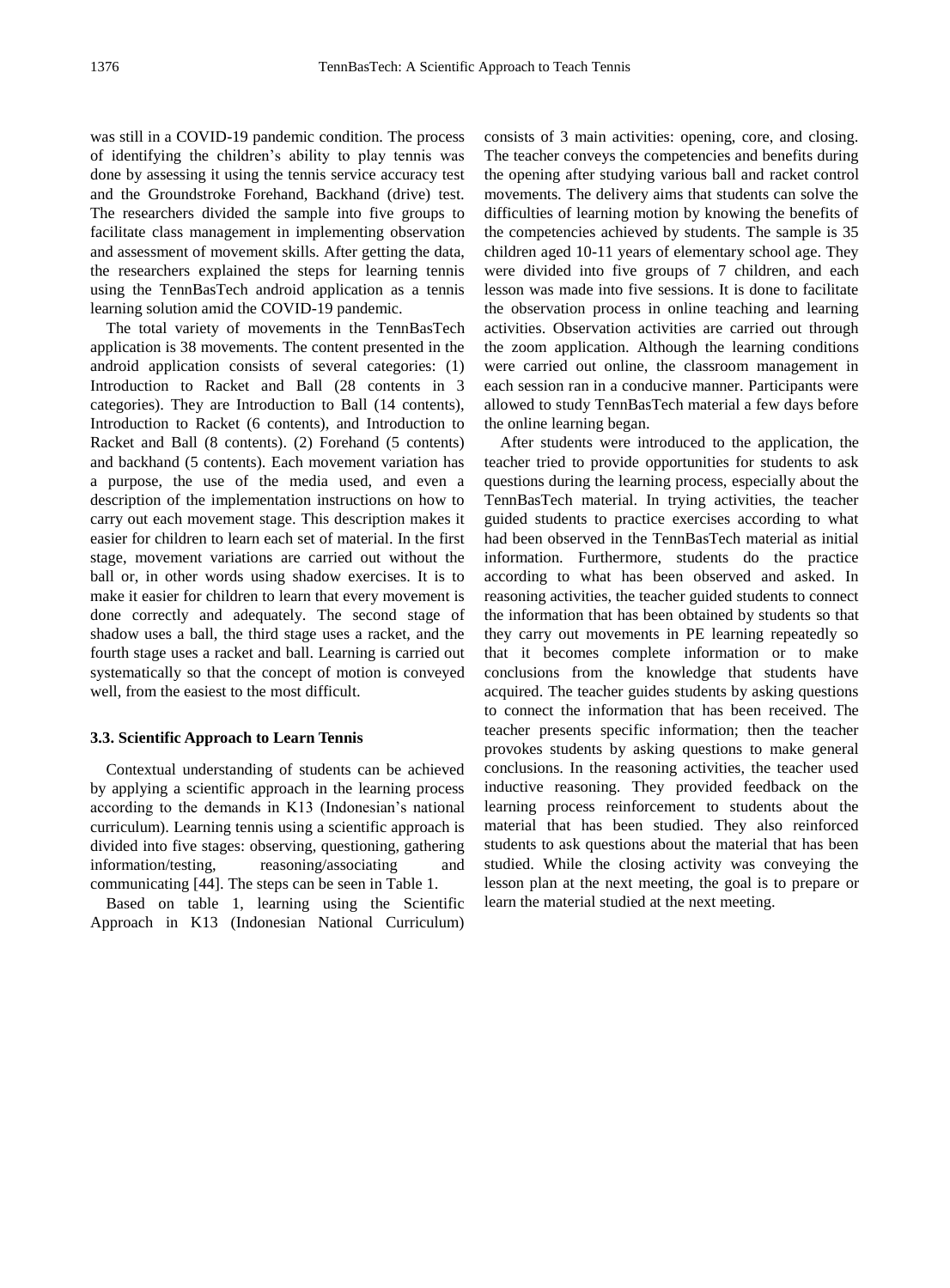was still in a COVID-19 pandemic condition. The process of identifying the children's ability to play tennis was done by assessing it using the tennis service accuracy test and the Groundstroke Forehand, Backhand (drive) test. The researchers divided the sample into five groups to facilitate class management in implementing observation and assessment of movement skills. After getting the data, the researchers explained the steps for learning tennis using the TennBasTech android application as a tennis learning solution amid the COVID-19 pandemic.

The total variety of movements in the TennBasTech application is 38 movements. The content presented in the android application consists of several categories: (1) Introduction to Racket and Ball (28 contents in 3 categories). They are Introduction to Ball (14 contents), Introduction to Racket (6 contents), and Introduction to Racket and Ball (8 contents). (2) Forehand (5 contents) and backhand (5 contents). Each movement variation has a purpose, the use of the media used, and even a description of the implementation instructions on how to carry out each movement stage. This description makes it easier for children to learn each set of material. In the first stage, movement variations are carried out without the ball or, in other words using shadow exercises. It is to make it easier for children to learn that every movement is done correctly and adequately. The second stage of shadow uses a ball, the third stage uses a racket, and the fourth stage uses a racket and ball. Learning is carried out systematically so that the concept of motion is conveyed well, from the easiest to the most difficult.

### 3.3. Scientific Approach to Learn Tennis

Contextual understanding of students can be achieved by applying a scientific approach in the learning process according to the demands in K13 (Indonesian's national curriculum). Learning tennis using a scientific approach is divided into five stages: observing, questioning, gathering information/testing, reasoning/associating and communicating [44]. The steps can be seen in Table 1.

Based on table 1, learning using the Scientific Approach in K13 (Indonesian National Curriculum) consists of 3 main activities: opening, core, and closing. The teacher conveys the competencies and benefits during the opening after studying various ball and racket control movements. The delivery aims that students can solve the difficulties of learning motion by knowing the benefits of the competencies achieved by students. The sample is 35 children aged 10-11 years of elementary school age. They were divided into five groups of 7 children, and each lesson was made into five sessions. It is done to facilitate the observation process in online teaching and learning activities. Observation activities are carried out through the zoom application. Although the learning conditions were carried out online, the classroom management in each session ran in a conducive manner. Participants were allowed to study TennBasTech material a few days before the online learning began.

After students were introduced to the application, the teacher tried to provide opportunities for students to ask questions during the learning process, especially about the TennBasTech material. In trying activities, the teacher guided students to practice exercises according to what had been observed in the TennBasTech material as initial information. Furthermore, students do the practice according to what has been observed and asked. In reasoning activities, the teacher guided students to connect the information that has been obtained by students so that they carry out movements in PE learning repeatedly so that it becomes complete information or to make conclusions from the knowledge that students have acquired. The teacher guides students by asking questions to connect the information that has been received. The teacher presents specific information; then the teacher provokes students by asking questions to make general conclusions. In the reasoning activities, the teacher used inductive reasoning. They provided feedback on the learning process reinforcement to students about the material that has been studied. They also reinforced students to ask questions about the material that has been studied. While the closing activity was conveying the lesson plan at the next meeting, the goal is to prepare or learn the material studied at the next meeting.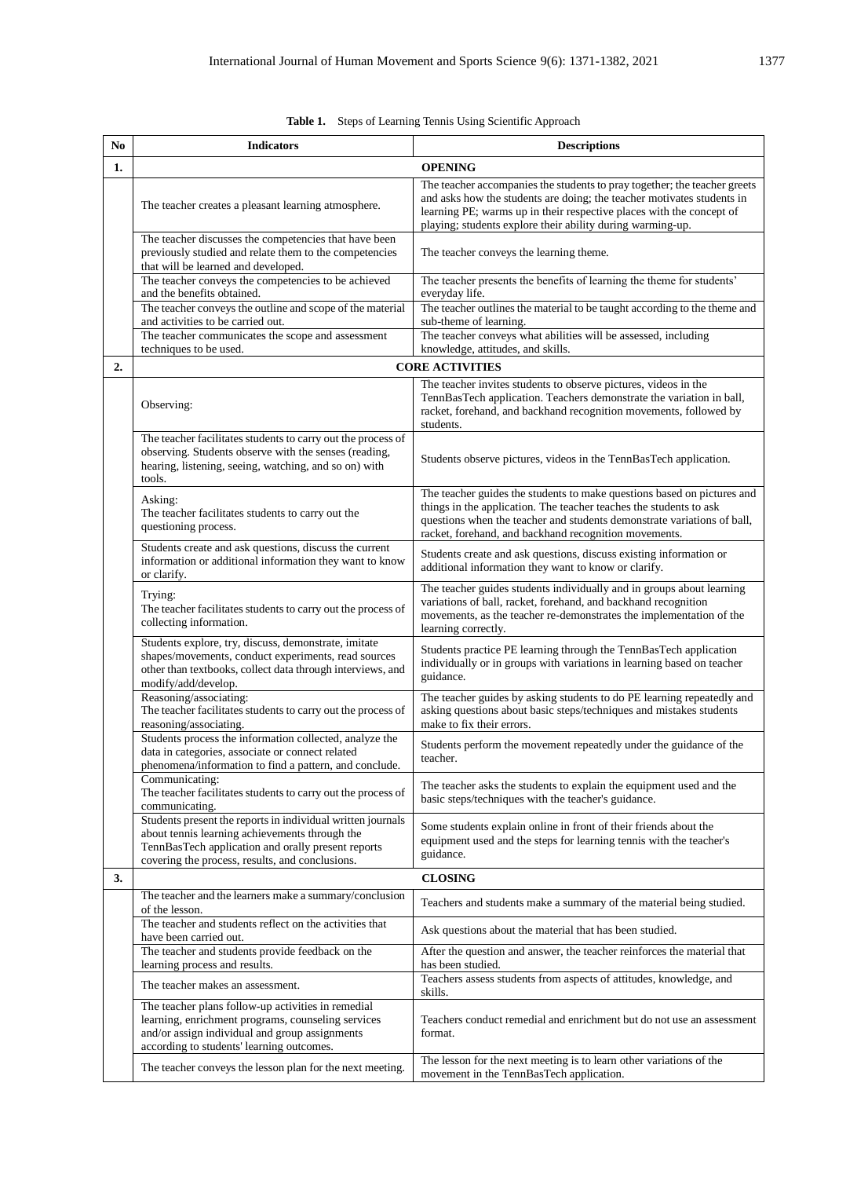**Table 1.** Steps of Learning Tennis Using Scientific Approach

| No | Indicators | Descriptions |
|---|---|---|
| **1.** | **OPENING** | |
| | The teacher creates a pleasant learning atmosphere. | The teacher accompanies the students to pray together; the teacher greets and asks how the students are doing; the teacher motivates students in learning PE; warms up in their respective places with the concept of playing; students explore their ability during warming-up. |
| | The teacher discusses the competencies that have been previously studied and relate them to the competencies that will be learned and developed. | The teacher conveys the learning theme. |
| | The teacher conveys the competencies to be achieved and the benefits obtained. | The teacher presents the benefits of learning the theme for students' everyday life. |
| | The teacher conveys the outline and scope of the material and activities to be carried out. | The teacher outlines the material to be taught according to the theme and sub-theme of learning. |
| | The teacher communicates the scope and assessment techniques to be used. | The teacher conveys what abilities will be assessed, including knowledge, attitudes, and skills. |
| **2.** | **CORE ACTIVITIES** | |
| | Observing: | The teacher invites students to observe pictures, videos in the TennBasTech application. Teachers demonstrate the variation in ball, racket, forehand, and backhand recognition movements, followed by students. |
| | The teacher facilitates students to carry out the process of observing. Students observe with the senses (reading, hearing, listening, seeing, watching, and so on) with tools. | Students observe pictures, videos in the TennBasTech application. |
| | Asking: The teacher facilitates students to carry out the questioning process. | The teacher guides the students to make questions based on pictures and things in the application. The teacher teaches the students to ask questions when the teacher and students demonstrate variations of ball, racket, forehand, and backhand recognition movements. |
| | Students create and ask questions, discuss the current information or additional information they want to know or clarify. | Students create and ask questions, discuss existing information or additional information they want to know or clarify. |
| | Trying: The teacher facilitates students to carry out the process of collecting information. | The teacher guides students individually and in groups about learning variations of ball, racket, forehand, and backhand recognition movements, as the teacher re-demonstrates the implementation of the learning correctly. |
| | Students explore, try, discuss, demonstrate, imitate shapes/movements, conduct experiments, read sources other than textbooks, collect data through interviews, and modify/add/develop. | Students practice PE learning through the TennBasTech application individually or in groups with variations in learning based on teacher guidance. |
| | Reasoning/associating: The teacher facilitates students to carry out the process of reasoning/associating. | The teacher guides by asking students to do PE learning repeatedly and asking questions about basic steps/techniques and mistakes students make to fix their errors. |
| | Students process the information collected, analyze the data in categories, associate or connect related phenomena/information to find a pattern, and conclude. | Students perform the movement repeatedly under the guidance of the teacher. |
| | Communicating: The teacher facilitates students to carry out the process of communicating. | The teacher asks the students to explain the equipment used and the basic steps/techniques with the teacher's guidance. |
| | Students present the reports in individual written journals about tennis learning achievements through the TennBasTech application and orally present reports covering the process, results, and conclusions. | Some students explain online in front of their friends about the equipment used and the steps for learning tennis with the teacher's guidance. |
| **3.** | **CLOSING** | |
| | The teacher and the learners make a summary/conclusion of the lesson. | Teachers and students make a summary of the material being studied. |
| | The teacher and students reflect on the activities that have been carried out. | Ask questions about the material that has been studied. |
| | The teacher and students provide feedback on the learning process and results. | After the question and answer, the teacher reinforces the material that has been studied. |
| | The teacher makes an assessment. | Teachers assess students from aspects of attitudes, knowledge, and skills. |
| | The teacher plans follow-up activities in remedial learning, enrichment programs, counseling services and/or assign individual and group assignments according to students' learning outcomes. | Teachers conduct remedial and enrichment but do not use an assessment format. |
| | The teacher conveys the lesson plan for the next meeting. | The lesson for the next meeting is to learn other variations of the movement in the TennBasTech application. |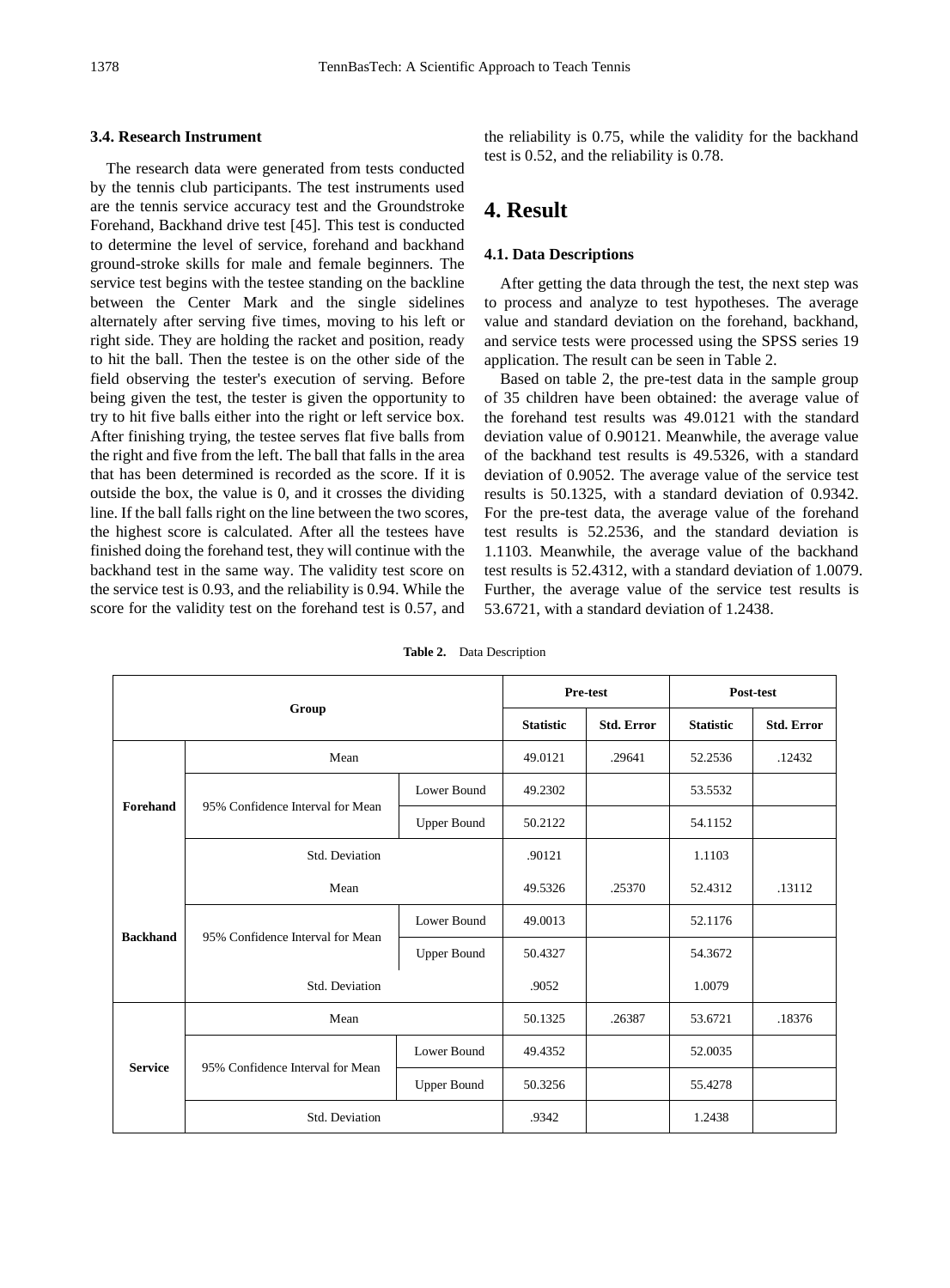### 3.4. Research Instrument

The research data were generated from tests conducted by the tennis club participants. The test instruments used are the tennis service accuracy test and the Groundstroke Forehand, Backhand drive test [45]. This test is conducted to determine the level of service, forehand and backhand ground-stroke skills for male and female beginners. The service test begins with the testee standing on the backline between the Center Mark and the single sidelines alternately after serving five times, moving to his left or right side. They are holding the racket and position, ready to hit the ball. Then the testee is on the other side of the field observing the tester's execution of serving. Before being given the test, the tester is given the opportunity to try to hit five balls either into the right or left service box. After finishing trying, the testee serves flat five balls from the right and five from the left. The ball that falls in the area that has been determined is recorded as the score. If it is outside the box, the value is 0, and it crosses the dividing line. If the ball falls right on the line between the two scores, the highest score is calculated. After all the testees have finished doing the forehand test, they will continue with the backhand test in the same way. The validity test score on the service test is 0.93, and the reliability is 0.94. While the score for the validity test on the forehand test is 0.57, and the reliability is 0.75, while the validity for the backhand test is 0.52, and the reliability is 0.78.

# 4. Result

### 4.1. Data Descriptions

After getting the data through the test, the next step was to process and analyze to test hypotheses. The average value and standard deviation on the forehand, backhand, and service tests were processed using the SPSS series 19 application. The result can be seen in Table 2.

Based on table 2, the pre-test data in the sample group of 35 children have been obtained: the average value of the forehand test results was 49.0121 with the standard deviation value of 0.90121. Meanwhile, the average value of the backhand test results is 49.5326, with a standard deviation of 0.9052. The average value of the service test results is 50.1325, with a standard deviation of 0.9342. For the pre-test data, the average value of the forehand test results is 52.2536, and the standard deviation is 1.1103. Meanwhile, the average value of the backhand test results is 52.4312, with a standard deviation of 1.0079. Further, the average value of the service test results is 53.6721, with a standard deviation of 1.2438.

**Table 2.** Data Description

| Group | | | Pre-test | | Post-test | |
|---|---|---|---|---|---|---|
| | | | Statistic | Std. Error | Statistic | Std. Error |
| Forehand | Mean | | 49.0121 | .29641 | 52.2536 | .12432 |
| | 95% Confidence Interval for Mean | Lower Bound | 49.2302 | | 53.5532 | |
| | | Upper Bound | 50.2122 | | 54.1152 | |
| | Std. Deviation | | .90121 | | 1.1103 | |
| Backhand | Mean | | 49.5326 | .25370 | 52.4312 | .13112 |
| | 95% Confidence Interval for Mean | Lower Bound | 49.0013 | | 52.1176 | |
| | | Upper Bound | 50.4327 | | 54.3672 | |
| | Std. Deviation | | .9052 | | 1.0079 | |
| Service | Mean | | 50.1325 | .26387 | 53.6721 | .18376 |
| | 95% Confidence Interval for Mean | Lower Bound | 49.4352 | | 52.0035 | |
| | | Upper Bound | 50.3256 | | 55.4278 | |
| | Std. Deviation | | .9342 | | 1.2438 | |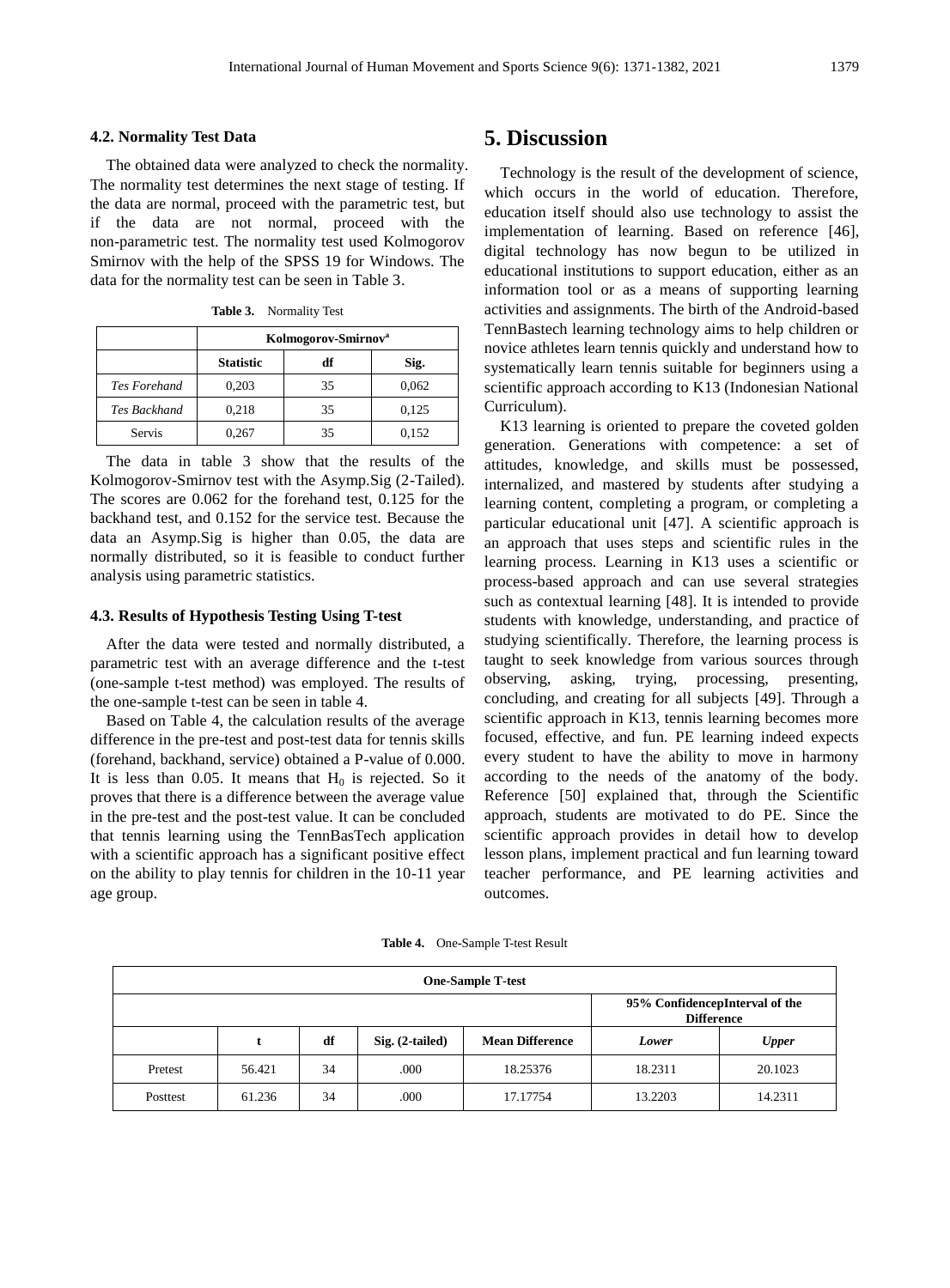### 4.2. Normality Test Data

The obtained data were analyzed to check the normality. The normality test determines the next stage of testing. If the data are normal, proceed with the parametric test, but if the data are not normal, proceed with the non-parametric test. The normality test used Kolmogorov Smirnov with the help of the SPSS 19 for Windows. The data for the normality test can be seen in Table 3.

**Table 3.** Normality Test

| | Kolmogorov-Smirnov[a] | | |
|---|---|---|---|
| | **Statistic** | **df** | **Sig.** |
| *Tes Forehand* | 0,203 | 35 | 0,062 |
| *Tes Backhand* | 0,218 | 35 | 0,125 |
| Servis | 0,267 | 35 | 0,152 |

The data in table 3 show that the results of the Kolmogorov-Smirnov test with the Asymp.Sig (2-Tailed). The scores are 0.062 for the forehand test, 0.125 for the backhand test, and 0.152 for the service test. Because the data an Asymp.Sig is higher than 0.05, the data are normally distributed, so it is feasible to conduct further analysis using parametric statistics.

### 4.3. Results of Hypothesis Testing Using T-test

After the data were tested and normally distributed, a parametric test with an average difference and the t-test (one-sample t-test method) was employed. The results of the one-sample t-test can be seen in table 4.

Based on Table 4, the calculation results of the average difference in the pre-test and post-test data for tennis skills (forehand, backhand, service) obtained a P-value of 0.000. It is less than 0.05. It means that $H_0$ is rejected. So it proves that there is a difference between the average value in the pre-test and the post-test value. It can be concluded that tennis learning using the TennBasTech application with a scientific approach has a significant positive effect on the ability to play tennis for children in the 10-11 year age group.

# 5. Discussion

Technology is the result of the development of science, which occurs in the world of education. Therefore, education itself should also use technology to assist the implementation of learning. Based on reference [46], digital technology has now begun to be utilized in educational institutions to support education, either as an information tool or as a means of supporting learning activities and assignments. The birth of the Android-based TennBastech learning technology aims to help children or novice athletes learn tennis quickly and understand how to systematically learn tennis suitable for beginners using a scientific approach according to K13 (Indonesian National Curriculum).

K13 learning is oriented to prepare the coveted golden generation. Generations with competence: a set of attitudes, knowledge, and skills must be possessed, internalized, and mastered by students after studying a learning content, completing a program, or completing a particular educational unit [47]. A scientific approach is an approach that uses steps and scientific rules in the learning process. Learning in K13 uses a scientific or process-based approach and can use several strategies such as contextual learning [48]. It is intended to provide students with knowledge, understanding, and practice of studying scientifically. Therefore, the learning process is taught to seek knowledge from various sources through observing, asking, trying, processing, presenting, concluding, and creating for all subjects [49]. Through a scientific approach in K13, tennis learning becomes more focused, effective, and fun. PE learning indeed expects every student to have the ability to move in harmony according to the needs of the anatomy of the body. Reference [50] explained that, through the Scientific approach, students are motivated to do PE. Since the scientific approach provides in detail how to develop lesson plans, implement practical and fun learning toward teacher performance, and PE learning activities and outcomes.

**Table 4.** One-Sample T-test Result

| One-Sample T-test | | | | | | |
|---|---|---|---|---|---|---|
| | | | | | 95% ConfidencepInterval of the Difference | |
| | **t** | **df** | **Sig. (2-tailed)** | **Mean Difference** | ***Lower*** | ***Upper*** |
| Pretest | 56.421 | 34 | .000 | 18.25376 | 18.2311 | 20.1023 |
| Posttest | 61.236 | 34 | .000 | 17.17754 | 13.2203 | 14.2311 |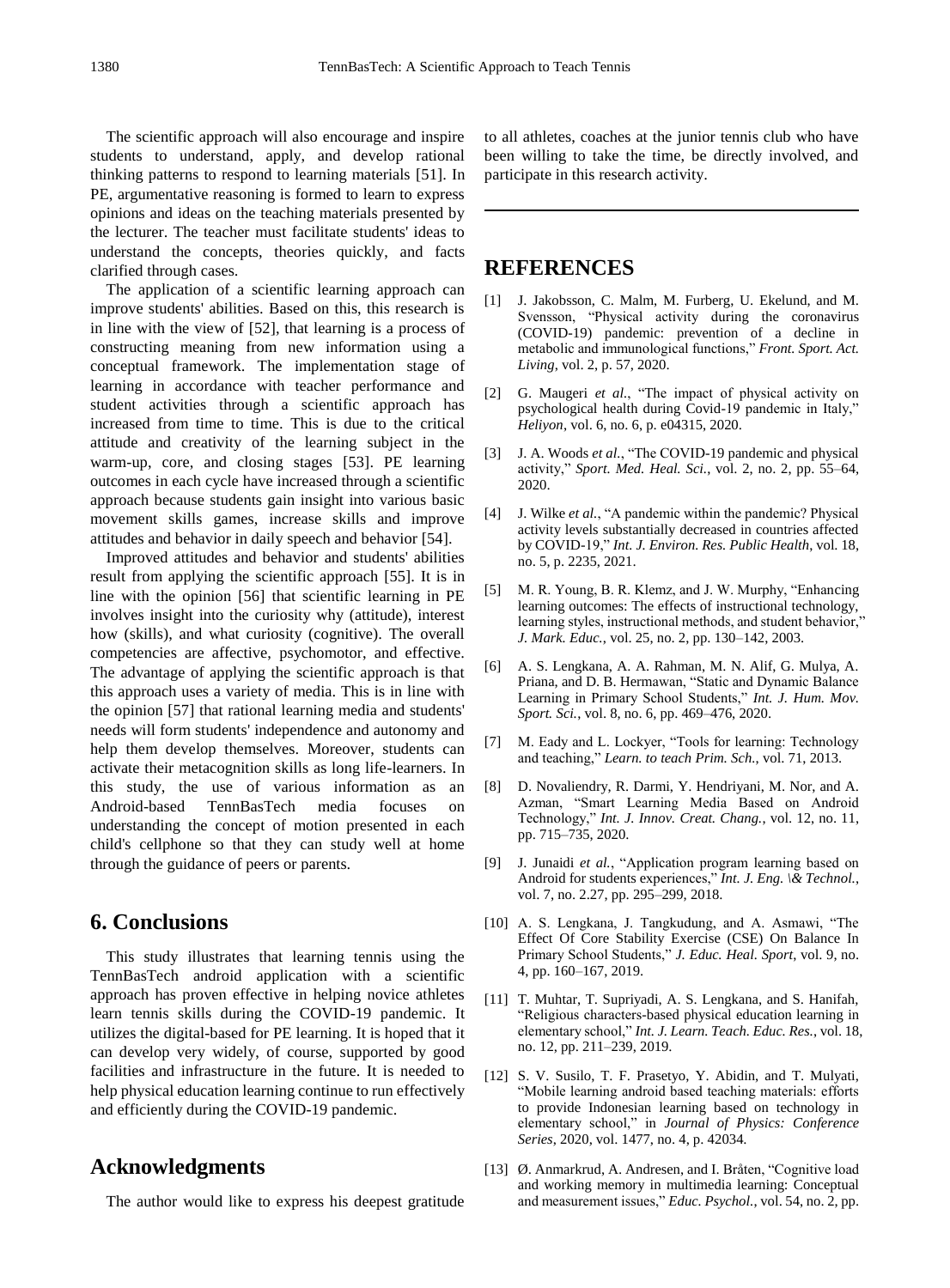The scientific approach will also encourage and inspire students to understand, apply, and develop rational thinking patterns to respond to learning materials [51]. In PE, argumentative reasoning is formed to learn to express opinions and ideas on the teaching materials presented by the lecturer. The teacher must facilitate students' ideas to understand the concepts, theories quickly, and facts clarified through cases.

The application of a scientific learning approach can improve students' abilities. Based on this, this research is in line with the view of [52], that learning is a process of constructing meaning from new information using a conceptual framework. The implementation stage of learning in accordance with teacher performance and student activities through a scientific approach has increased from time to time. This is due to the critical attitude and creativity of the learning subject in the warm-up, core, and closing stages [53]. PE learning outcomes in each cycle have increased through a scientific approach because students gain insight into various basic movement skills games, increase skills and improve attitudes and behavior in daily speech and behavior [54].

Improved attitudes and behavior and students' abilities result from applying the scientific approach [55]. It is in line with the opinion [56] that scientific learning in PE involves insight into the curiosity why (attitude), interest how (skills), and what curiosity (cognitive). The overall competencies are affective, psychomotor, and effective. The advantage of applying the scientific approach is that this approach uses a variety of media. This is in line with the opinion [57] that rational learning media and students' needs will form students' independence and autonomy and help them develop themselves. Moreover, students can activate their metacognition skills as long life-learners. In this study, the use of various information as an Android-based TennBasTech media focuses on understanding the concept of motion presented in each child's cellphone so that they can study well at home through the guidance of peers or parents.

## 6. Conclusions

This study illustrates that learning tennis using the TennBasTech android application with a scientific approach has proven effective in helping novice athletes learn tennis skills during the COVID-19 pandemic. It utilizes the digital-based for PE learning. It is hoped that it can develop very widely, of course, supported by good facilities and infrastructure in the future. It is needed to help physical education learning continue to run effectively and efficiently during the COVID-19 pandemic.

## Acknowledgments

The author would like to express his deepest gratitude to all athletes, coaches at the junior tennis club who have been willing to take the time, be directly involved, and participate in this research activity.

## REFERENCES

[1] J. Jakobsson, C. Malm, M. Furberg, U. Ekelund, and M. Svensson, "Physical activity during the coronavirus (COVID-19) pandemic: prevention of a decline in metabolic and immunological functions," *Front. Sport. Act. Living*, vol. 2, p. 57, 2020.

[2] G. Maugeri *et al.*, "The impact of physical activity on psychological health during Covid-19 pandemic in Italy," *Heliyon*, vol. 6, no. 6, p. e04315, 2020.

[3] J. A. Woods *et al.*, "The COVID-19 pandemic and physical activity," *Sport. Med. Heal. Sci.*, vol. 2, no. 2, pp. 55–64, 2020.

[4] J. Wilke *et al.*, "A pandemic within the pandemic? Physical activity levels substantially decreased in countries affected by COVID-19," *Int. J. Environ. Res. Public Health*, vol. 18, no. 5, p. 2235, 2021.

[5] M. R. Young, B. R. Klemz, and J. W. Murphy, "Enhancing learning outcomes: The effects of instructional technology, learning styles, instructional methods, and student behavior," *J. Mark. Educ.*, vol. 25, no. 2, pp. 130–142, 2003.

[6] A. S. Lengkana, A. A. Rahman, M. N. Alif, G. Mulya, A. Priana, and D. B. Hermawan, "Static and Dynamic Balance Learning in Primary School Students," *Int. J. Hum. Mov. Sport. Sci.*, vol. 8, no. 6, pp. 469–476, 2020.

[7] M. Eady and L. Lockyer, "Tools for learning: Technology and teaching," *Learn. to teach Prim. Sch.*, vol. 71, 2013.

[8] D. Novaliendry, R. Darmi, Y. Hendriyani, M. Nor, and A. Azman, "Smart Learning Media Based on Android Technology," *Int. J. Innov. Creat. Chang.*, vol. 12, no. 11, pp. 715–735, 2020.

[9] J. Junaidi *et al.*, "Application program learning based on Android for students experiences," *Int. J. Eng. \& Technol.*, vol. 7, no. 2.27, pp. 295–299, 2018.

[10] A. S. Lengkana, J. Tangkudung, and A. Asmawi, "The Effect Of Core Stability Exercise (CSE) On Balance In Primary School Students," *J. Educ. Heal. Sport*, vol. 9, no. 4, pp. 160–167, 2019.

[11] T. Muhtar, T. Supriyadi, A. S. Lengkana, and S. Hanifah, "Religious characters-based physical education learning in elementary school," *Int. J. Learn. Teach. Educ. Res.*, vol. 18, no. 12, pp. 211–239, 2019.

[12] S. V. Susilo, T. F. Prasetyo, Y. Abidin, and T. Mulyati, "Mobile learning android based teaching materials: efforts to provide Indonesian learning based on technology in elementary school," in *Journal of Physics: Conference Series*, 2020, vol. 1477, no. 4, p. 42034.

[13] Ø. Anmarkrud, A. Andresen, and I. Bråten, "Cognitive load and working memory in multimedia learning: Conceptual and measurement issues," *Educ. Psychol.*, vol. 54, no. 2, pp.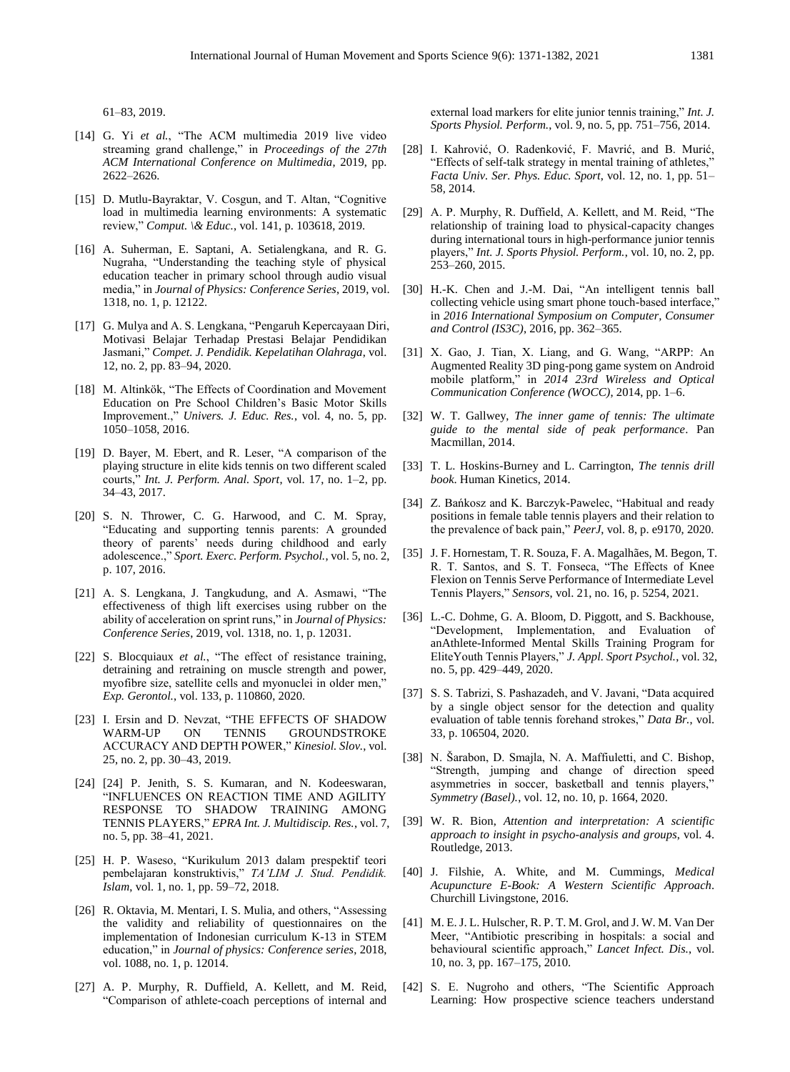61–83, 2019.

[14] G. Yi *et al.*, "The ACM multimedia 2019 live video streaming grand challenge," in *Proceedings of the 27th ACM International Conference on Multimedia*, 2019, pp. 2622–2626.

[15] D. Mutlu-Bayraktar, V. Cosgun, and T. Altan, "Cognitive load in multimedia learning environments: A systematic review," *Comput. \& Educ.*, vol. 141, p. 103618, 2019.

[16] A. Suherman, E. Saptani, A. Setialengkana, and R. G. Nugraha, "Understanding the teaching style of physical education teacher in primary school through audio visual media," in *Journal of Physics: Conference Series*, 2019, vol. 1318, no. 1, p. 12122.

[17] G. Mulya and A. S. Lengkana, "Pengaruh Kepercayaan Diri, Motivasi Belajar Terhadap Prestasi Belajar Pendidikan Jasmani," *Compet. J. Pendidik. Kepelatihan Olahraga*, vol. 12, no. 2, pp. 83–94, 2020.

[18] M. Altinkök, "The Effects of Coordination and Movement Education on Pre School Children's Basic Motor Skills Improvement.," *Univers. J. Educ. Res.*, vol. 4, no. 5, pp. 1050–1058, 2016.

[19] D. Bayer, M. Ebert, and R. Leser, "A comparison of the playing structure in elite kids tennis on two different scaled courts," *Int. J. Perform. Anal. Sport*, vol. 17, no. 1–2, pp. 34–43, 2017.

[20] S. N. Thrower, C. G. Harwood, and C. M. Spray, "Educating and supporting tennis parents: A grounded theory of parents' needs during childhood and early adolescence.," *Sport. Exerc. Perform. Psychol.*, vol. 5, no. 2, p. 107, 2016.

[21] A. S. Lengkana, J. Tangkudung, and A. Asmawi, "The effectiveness of thigh lift exercises using rubber on the ability of acceleration on sprint runs," in *Journal of Physics: Conference Series*, 2019, vol. 1318, no. 1, p. 12031.

[22] S. Blocquiaux *et al.*, "The effect of resistance training, detraining and retraining on muscle strength and power, myofibre size, satellite cells and myonuclei in older men," *Exp. Gerontol.*, vol. 133, p. 110860, 2020.

[23] I. Ersin and D. Nevzat, "THE EFFECTS OF SHADOW WARM-UP ON TENNIS GROUNDSTROKE ACCURACY AND DEPTH POWER," *Kinesiol. Slov.*, vol. 25, no. 2, pp. 30–43, 2019.

[24] [24] P. Jenith, S. S. Kumaran, and N. Kodeeswaran, "INFLUENCES ON REACTION TIME AND AGILITY RESPONSE TO SHADOW TRAINING AMONG TENNIS PLAYERS," *EPRA Int. J. Multidiscip. Res.*, vol. 7, no. 5, pp. 38–41, 2021.

[25] H. P. Waseso, "Kurikulum 2013 dalam prespektif teori pembelajaran konstruktivis," *TA'LIM J. Stud. Pendidik. Islam*, vol. 1, no. 1, pp. 59–72, 2018.

[26] R. Oktavia, M. Mentari, I. S. Mulia, and others, "Assessing the validity and reliability of questionnaires on the implementation of Indonesian curriculum K-13 in STEM education," in *Journal of physics: Conference series*, 2018, vol. 1088, no. 1, p. 12014.

[27] A. P. Murphy, R. Duffield, A. Kellett, and M. Reid, "Comparison of athlete-coach perceptions of internal and external load markers for elite junior tennis training," *Int. J. Sports Physiol. Perform.*, vol. 9, no. 5, pp. 751–756, 2014.

[28] I. Kahrović, O. Radenković, F. Mavrić, and B. Murić, "Effects of self-talk strategy in mental training of athletes," *Facta Univ. Ser. Phys. Educ. Sport*, vol. 12, no. 1, pp. 51–58, 2014.

[29] A. P. Murphy, R. Duffield, A. Kellett, and M. Reid, "The relationship of training load to physical-capacity changes during international tours in high-performance junior tennis players," *Int. J. Sports Physiol. Perform.*, vol. 10, no. 2, pp. 253–260, 2015.

[30] H.-K. Chen and J.-M. Dai, "An intelligent tennis ball collecting vehicle using smart phone touch-based interface," in *2016 International Symposium on Computer, Consumer and Control (IS3C)*, 2016, pp. 362–365.

[31] X. Gao, J. Tian, X. Liang, and G. Wang, "ARPP: An Augmented Reality 3D ping-pong game system on Android mobile platform," in *2014 23rd Wireless and Optical Communication Conference (WOCC)*, 2014, pp. 1–6.

[32] W. T. Gallwey, *The inner game of tennis: The ultimate guide to the mental side of peak performance*. Pan Macmillan, 2014.

[33] T. L. Hoskins-Burney and L. Carrington, *The tennis drill book*. Human Kinetics, 2014.

[34] Z. Bańkosz and K. Barczyk-Pawelec, "Habitual and ready positions in female table tennis players and their relation to the prevalence of back pain," *PeerJ*, vol. 8, p. e9170, 2020.

[35] J. F. Hornestam, T. R. Souza, F. A. Magalhães, M. Begon, T. R. T. Santos, and S. T. Fonseca, "The Effects of Knee Flexion on Tennis Serve Performance of Intermediate Level Tennis Players," *Sensors*, vol. 21, no. 16, p. 5254, 2021.

[36] L.-C. Dohme, G. A. Bloom, D. Piggott, and S. Backhouse, "Development, Implementation, and Evaluation of anAthlete-Informed Mental Skills Training Program for EliteYouth Tennis Players," *J. Appl. Sport Psychol.*, vol. 32, no. 5, pp. 429–449, 2020.

[37] S. S. Tabrizi, S. Pashazadeh, and V. Javani, "Data acquired by a single object sensor for the detection and quality evaluation of table tennis forehand strokes," *Data Br.*, vol. 33, p. 106504, 2020.

[38] N. Šarabon, D. Smajla, N. A. Maffiuletti, and C. Bishop, "Strength, jumping and change of direction speed asymmetries in soccer, basketball and tennis players," *Symmetry (Basel).*, vol. 12, no. 10, p. 1664, 2020.

[39] W. R. Bion, *Attention and interpretation: A scientific approach to insight in psycho-analysis and groups*, vol. 4. Routledge, 2013.

[40] J. Filshie, A. White, and M. Cummings, *Medical Acupuncture E-Book: A Western Scientific Approach*. Churchill Livingstone, 2016.

[41] M. E. J. L. Hulscher, R. P. T. M. Grol, and J. W. M. Van Der Meer, "Antibiotic prescribing in hospitals: a social and behavioural scientific approach," *Lancet Infect. Dis.*, vol. 10, no. 3, pp. 167–175, 2010.

[42] S. E. Nugroho and others, "The Scientific Approach Learning: How prospective science teachers understand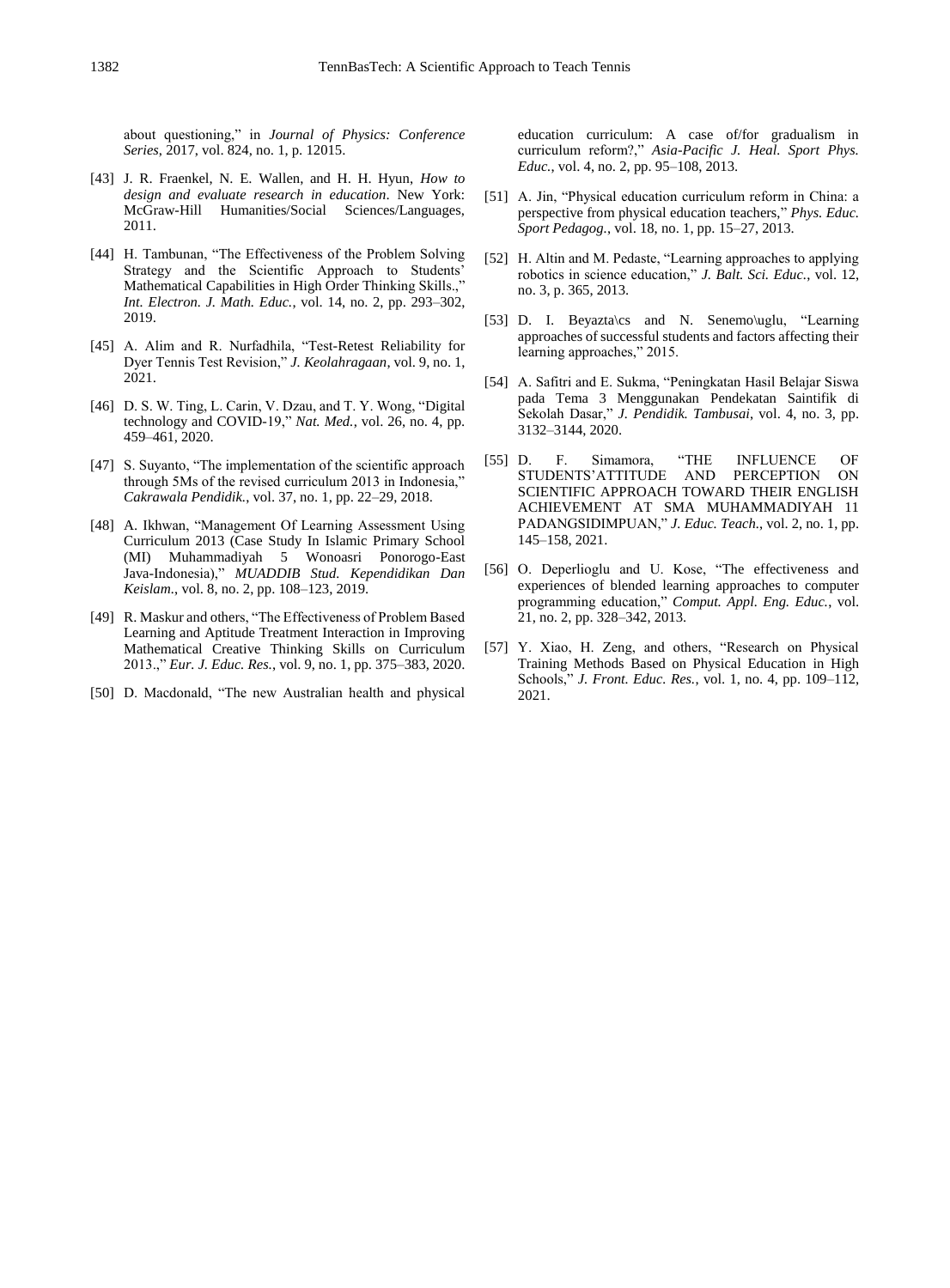about questioning," in *Journal of Physics: Conference Series*, 2017, vol. 824, no. 1, p. 12015.

[43] J. R. Fraenkel, N. E. Wallen, and H. H. Hyun, *How to design and evaluate research in education*. New York: McGraw-Hill Humanities/Social Sciences/Languages, 2011.

[44] H. Tambunan, "The Effectiveness of the Problem Solving Strategy and the Scientific Approach to Students' Mathematical Capabilities in High Order Thinking Skills.," *Int. Electron. J. Math. Educ.*, vol. 14, no. 2, pp. 293–302, 2019.

[45] A. Alim and R. Nurfadhila, "Test-Retest Reliability for Dyer Tennis Test Revision," *J. Keolahragaan*, vol. 9, no. 1, 2021.

[46] D. S. W. Ting, L. Carin, V. Dzau, and T. Y. Wong, "Digital technology and COVID-19," *Nat. Med.*, vol. 26, no. 4, pp. 459–461, 2020.

[47] S. Suyanto, "The implementation of the scientific approach through 5Ms of the revised curriculum 2013 in Indonesia," *Cakrawala Pendidik.*, vol. 37, no. 1, pp. 22–29, 2018.

[48] A. Ikhwan, "Management Of Learning Assessment Using Curriculum 2013 (Case Study In Islamic Primary School (MI) Muhammadiyah 5 Wonoasri Ponorogo-East Java-Indonesia)," *MUADDIB Stud. Kependidikan Dan Keislam.*, vol. 8, no. 2, pp. 108–123, 2019.

[49] R. Maskur and others, "The Effectiveness of Problem Based Learning and Aptitude Treatment Interaction in Improving Mathematical Creative Thinking Skills on Curriculum 2013.," *Eur. J. Educ. Res.*, vol. 9, no. 1, pp. 375–383, 2020.

[50] D. Macdonald, "The new Australian health and physical education curriculum: A case of/for gradualism in curriculum reform?," *Asia-Pacific J. Heal. Sport Phys. Educ.*, vol. 4, no. 2, pp. 95–108, 2013.

[51] A. Jin, "Physical education curriculum reform in China: a perspective from physical education teachers," *Phys. Educ. Sport Pedagog.*, vol. 18, no. 1, pp. 15–27, 2013.

[52] H. Altin and M. Pedaste, "Learning approaches to applying robotics in science education," *J. Balt. Sci. Educ.*, vol. 12, no. 3, p. 365, 2013.

[53] D. I. Beyazta\cs and N. Senemo\uglu, "Learning approaches of successful students and factors affecting their learning approaches," 2015.

[54] A. Safitri and E. Sukma, "Peningkatan Hasil Belajar Siswa pada Tema 3 Menggunakan Pendekatan Saintifik di Sekolah Dasar," *J. Pendidik. Tambusai*, vol. 4, no. 3, pp. 3132–3144, 2020.

[55] D. F. Simamora, "THE INFLUENCE OF STUDENTS'ATTITUDE AND PERCEPTION ON SCIENTIFIC APPROACH TOWARD THEIR ENGLISH ACHIEVEMENT AT SMA MUHAMMADIYAH 11 PADANGSIDIMPUAN," *J. Educ. Teach.*, vol. 2, no. 1, pp. 145–158, 2021.

[56] O. Deperlioglu and U. Kose, "The effectiveness and experiences of blended learning approaches to computer programming education," *Comput. Appl. Eng. Educ.*, vol. 21, no. 2, pp. 328–342, 2013.

[57] Y. Xiao, H. Zeng, and others, "Research on Physical Training Methods Based on Physical Education in High Schools," *J. Front. Educ. Res.*, vol. 1, no. 4, pp. 109–112, 2021.